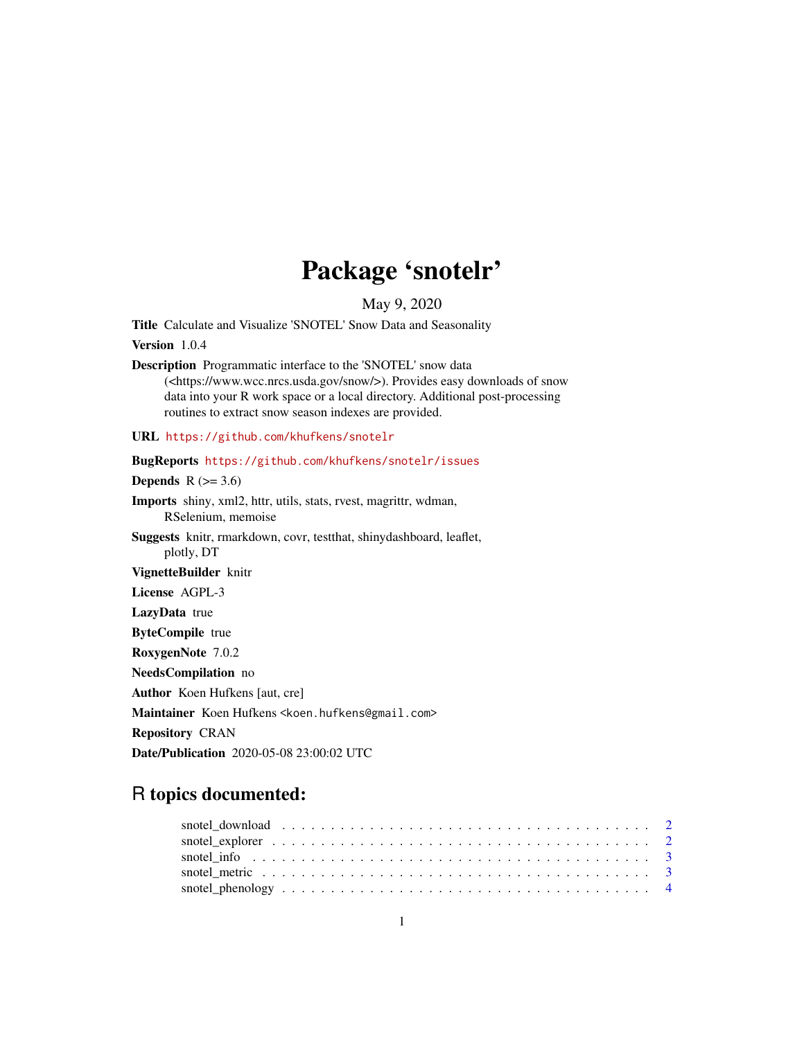# Package 'snotelr'

May 9, 2020

**Title** Calculate and Visualize 'SNOTEL' Snow Data and Seasonality

**Version** 1.0.4

**Description** Programmatic interface to the 'SNOTEL' snow data (<https://www.wcc.nrcs.usda.gov/snow/>). Provides easy downloads of snow data into your R work space or a local directory. Additional post-processing routines to extract snow season indexes are provided.

**URL** https://github.com/khufkens/snotelr

**BugReports** https://github.com/khufkens/snotelr/issues

**Depends** R (>= 3.6)

**Imports** shiny, xml2, httr, utils, stats, rvest, magrittr, wdman, RSelenium, memoise

**Suggests** knitr, rmarkdown, covr, testthat, shinydashboard, leaflet, plotly, DT

**VignetteBuilder** knitr

**License** AGPL-3

**LazyData** true

**ByteCompile** true

**RoxygenNote** 7.0.2

**NeedsCompilation** no

**Author** Koen Hufkens [aut, cre]

**Maintainer** Koen Hufkens <koen.hufkens@gmail.com>

**Repository** CRAN

**Date/Publication** 2020-05-08 23:00:02 UTC

## R topics documented:

- snotel_download . . . . . . . . . . . . . . . . . . . . . . . . . . . . . . . . . . . . 2
- snotel_explorer . . . . . . . . . . . . . . . . . . . . . . . . . . . . . . . . . . . . 2
- snotel_info . . . . . . . . . . . . . . . . . . . . . . . . . . . . . . . . . . . . 3
- snotel_metric . . . . . . . . . . . . . . . . . . . . . . . . . . . . . . . . . . . . 3
- snotel_phenology . . . . . . . . . . . . . . . . . . . . . . . . . . . . . . . . . . . . 4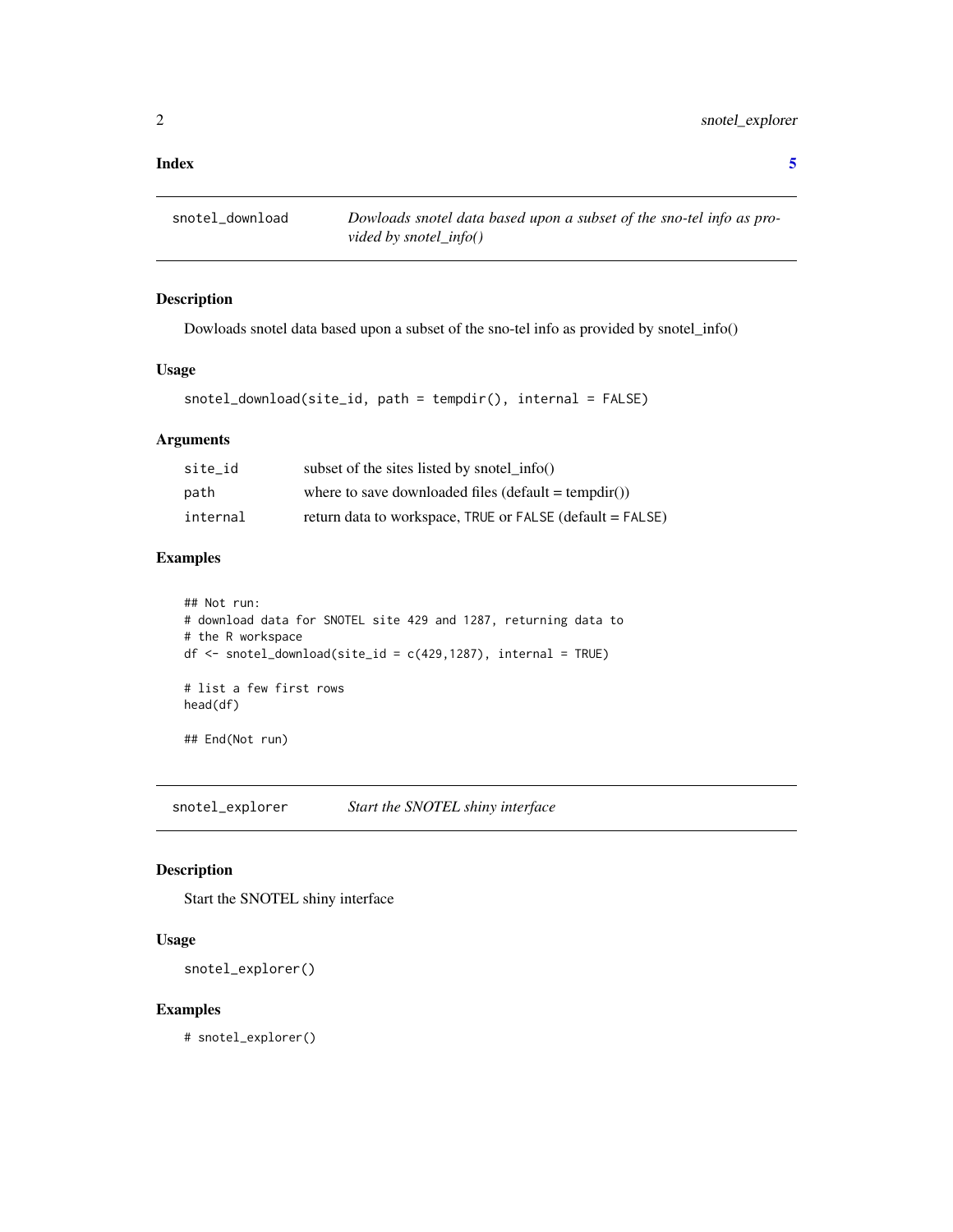**Index** **5**

## snotel_download — *Dowloads snotel data based upon a subset of the sno-tel info as provided by snotel_info()*

### Description

Dowloads snotel data based upon a subset of the sno-tel info as provided by snotel_info()

### Usage

```
snotel_download(site_id, path = tempdir(), internal = FALSE)
```

### Arguments

| | |
|---|---|
| site_id | subset of the sites listed by snotel_info() |
| path | where to save downloaded files (default = tempdir()) |
| internal | return data to workspace, TRUE or FALSE (default = FALSE) |

### Examples

```
## Not run:
# download data for SNOTEL site 429 and 1287, returning data to
# the R workspace
df <- snotel_download(site_id = c(429,1287), internal = TRUE)

# list a few first rows
head(df)

## End(Not run)
```

## snotel_explorer — *Start the SNOTEL shiny interface*

### Description

Start the SNOTEL shiny interface

### Usage

```
snotel_explorer()
```

### Examples

```
# snotel_explorer()
```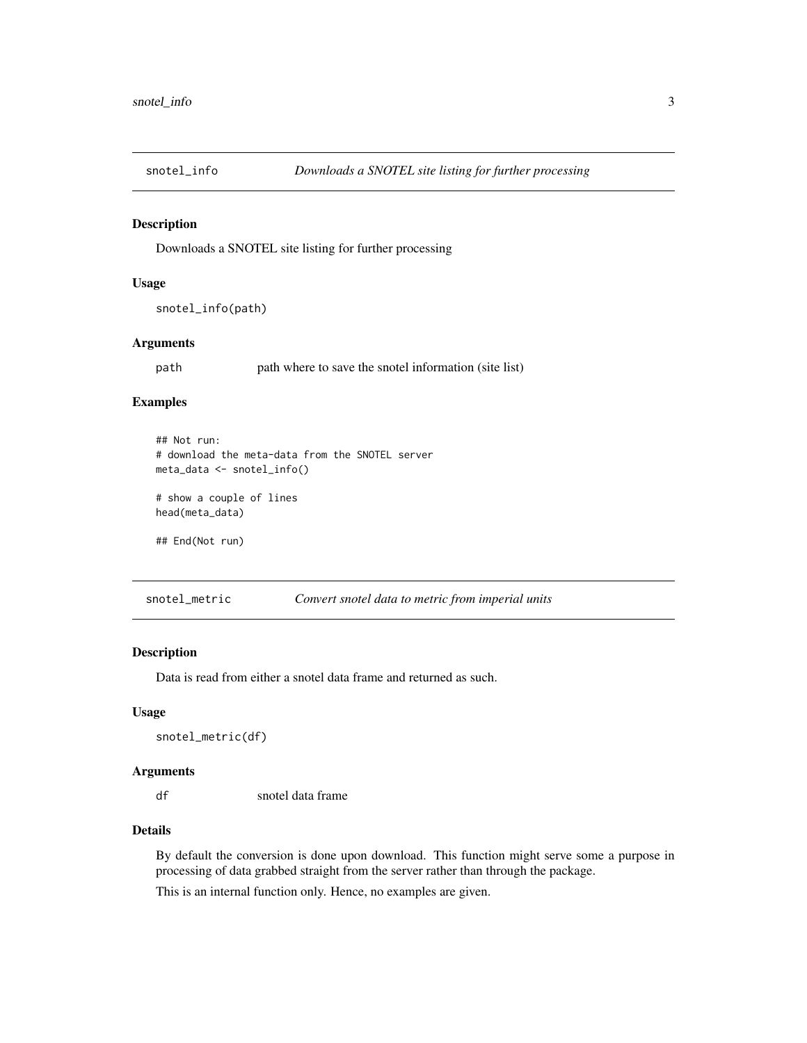## snotel_info *Downloads a SNOTEL site listing for further processing*

### Description

Downloads a SNOTEL site listing for further processing

### Usage

```
snotel_info(path)
```

### Arguments

| | |
|---|---|
| path | path where to save the snotel information (site list) |

### Examples

```
## Not run:
# download the meta-data from the SNOTEL server
meta_data <- snotel_info()

# show a couple of lines
head(meta_data)

## End(Not run)
```

## snotel_metric *Convert snotel data to metric from imperial units*

### Description

Data is read from either a snotel data frame and returned as such.

### Usage

```
snotel_metric(df)
```

### Arguments

| | |
|---|---|
| df | snotel data frame |

### Details

By default the conversion is done upon download. This function might serve some a purpose in processing of data grabbed straight from the server rather than through the package.

This is an internal function only. Hence, no examples are given.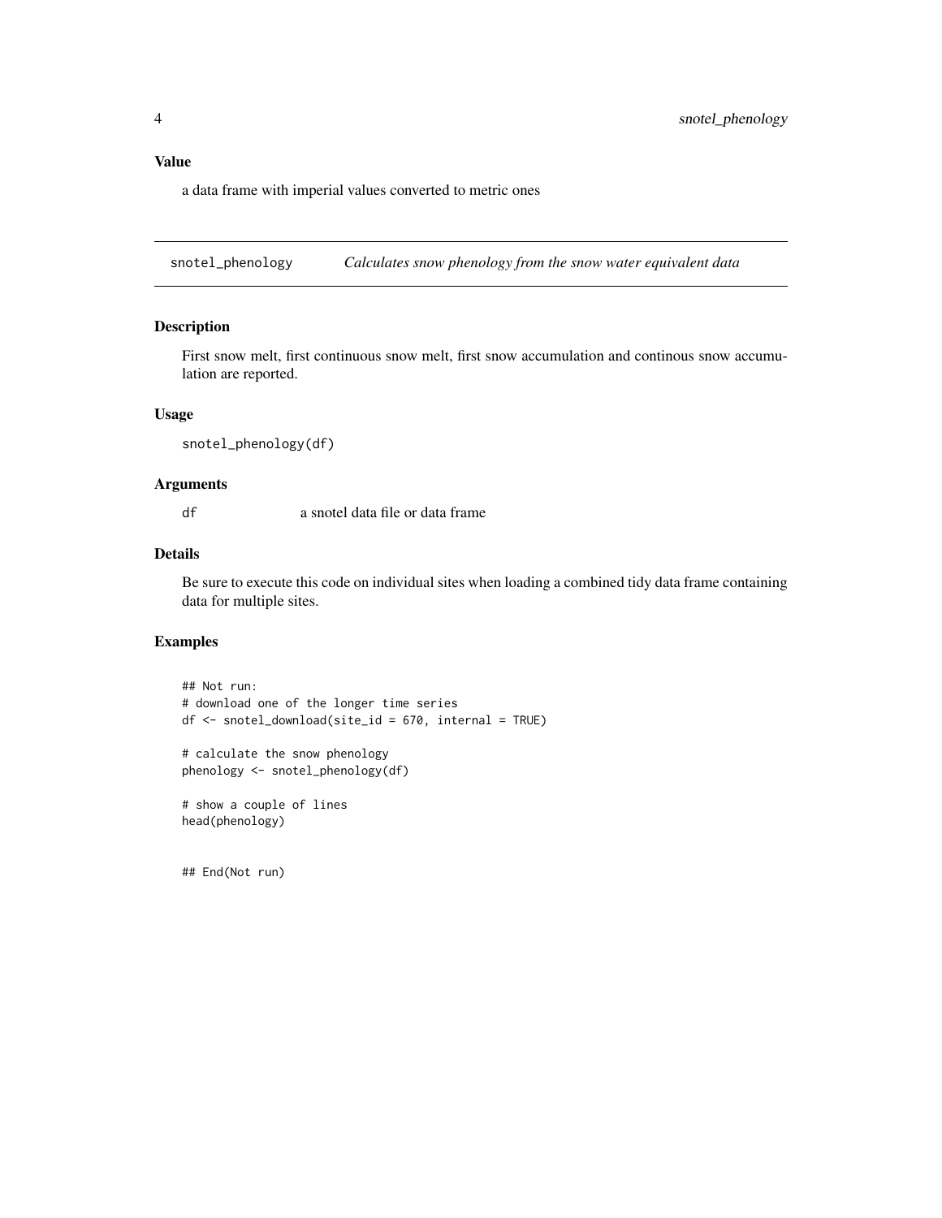### Value

a data frame with imperial values converted to metric ones

---

## snotel_phenology — *Calculates snow phenology from the snow water equivalent data*

---

### Description

First snow melt, first continuous snow melt, first snow accumulation and continous snow accumulation are reported.

### Usage

```
snotel_phenology(df)
```

### Arguments

| | |
|---|---|
| df | a snotel data file or data frame |

### Details

Be sure to execute this code on individual sites when loading a combined tidy data frame containing data for multiple sites.

### Examples

```
## Not run:
# download one of the longer time series
df <- snotel_download(site_id = 670, internal = TRUE)

# calculate the snow phenology
phenology <- snotel_phenology(df)

# show a couple of lines
head(phenology)


## End(Not run)
```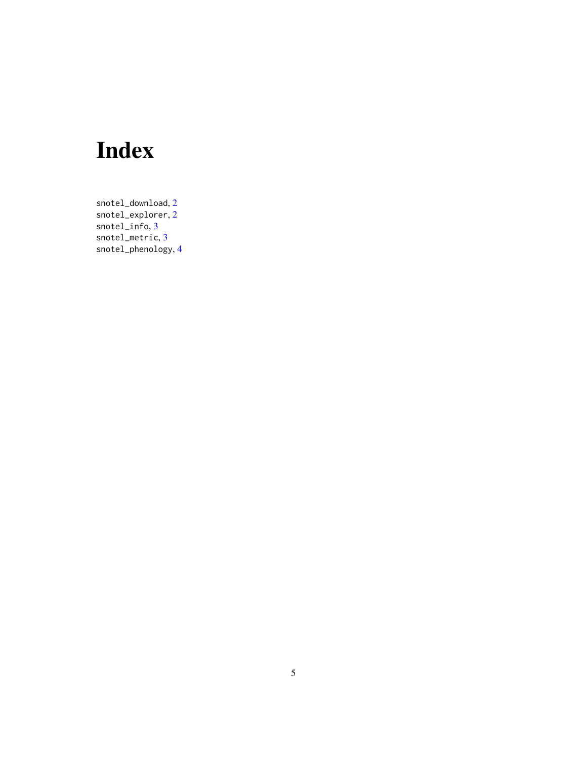# Index

snotel_download, 2
snotel_explorer, 2
snotel_info, 3
snotel_metric, 3
snotel_phenology, 4